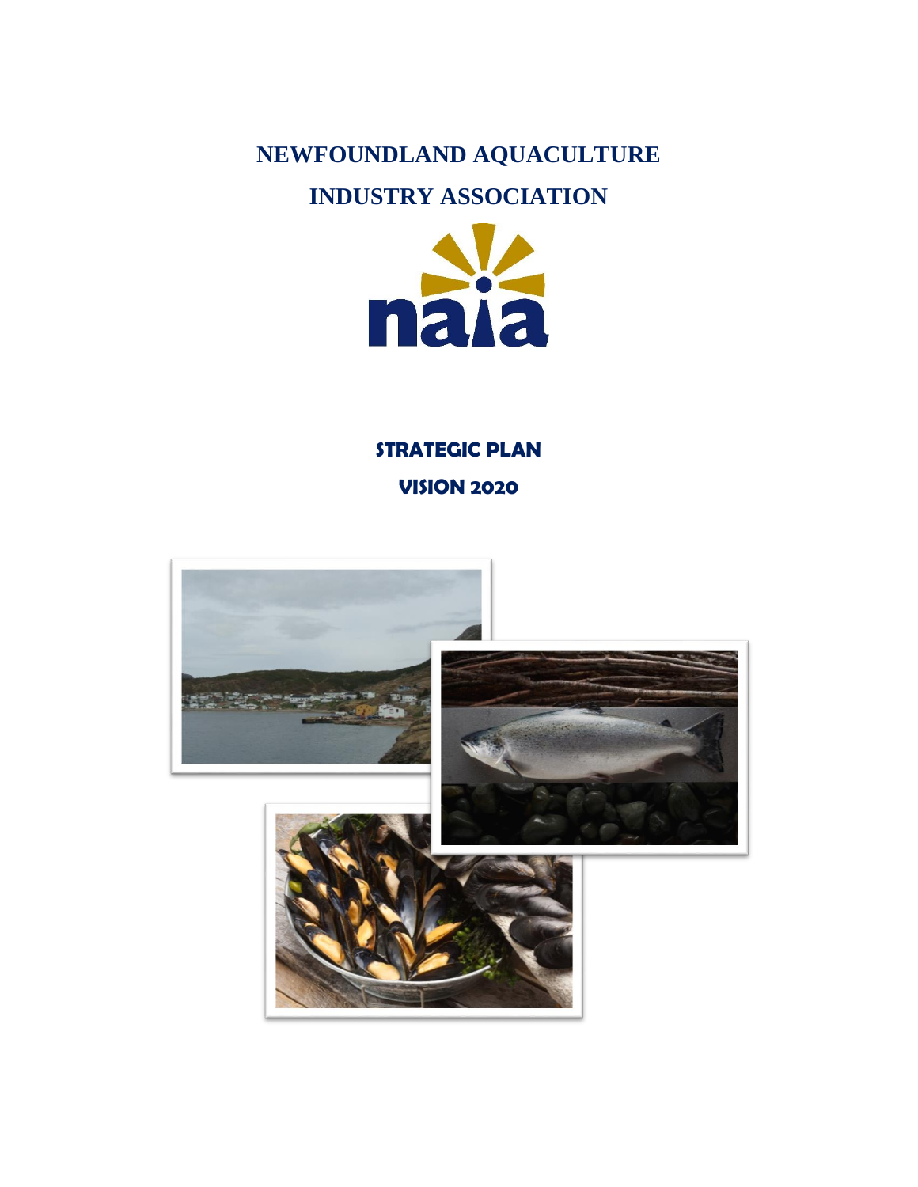# NEWFOUNDLAND AQUACULTURE INDUSTRY ASSOCIATION

naia

## STRATEGIC PLAN

## VISION 2020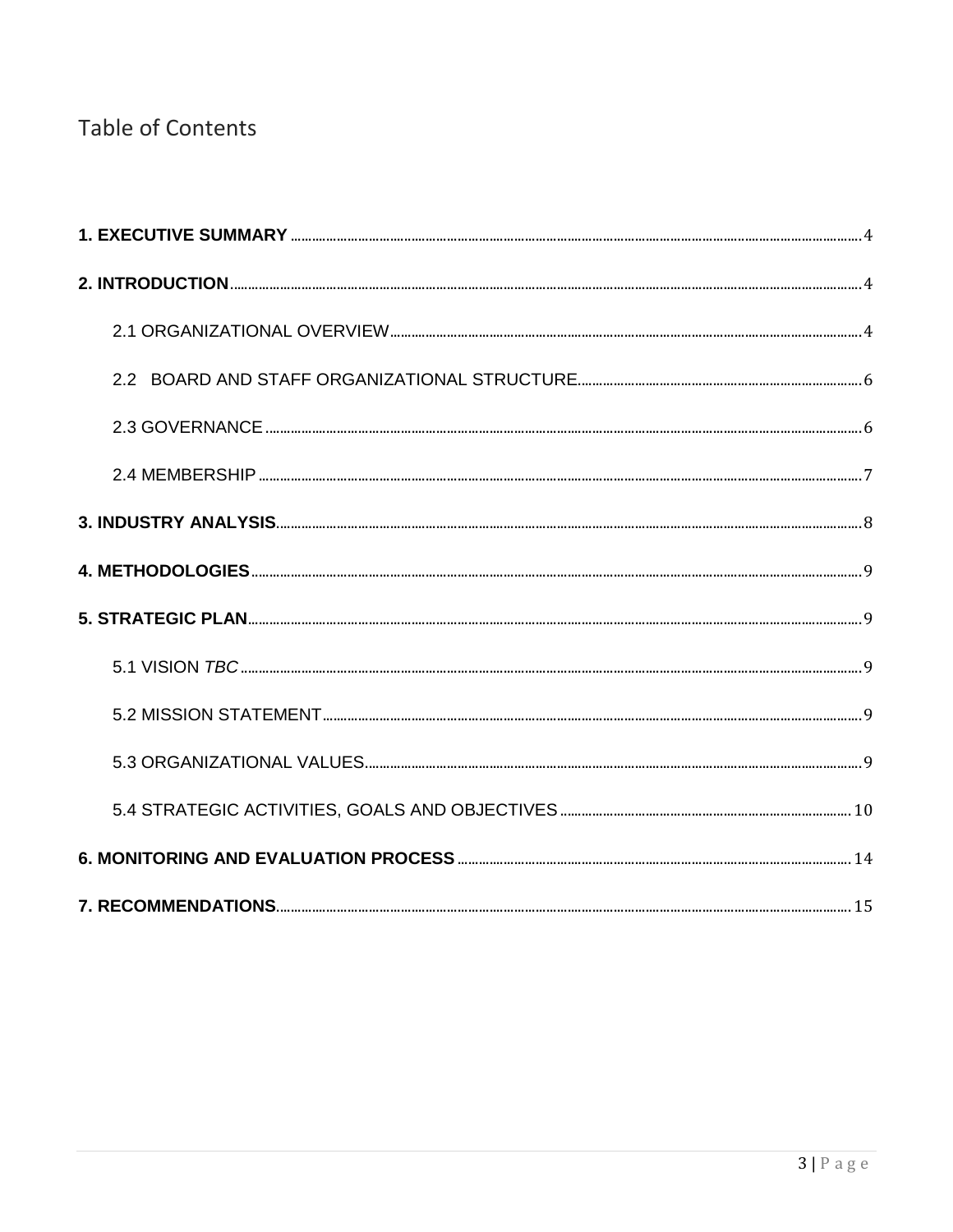# Table of Contents

**1. EXECUTIVE SUMMARY** ........ 4

**2. INTRODUCTION** ........ 4

- 2.1 ORGANIZATIONAL OVERVIEW ........ 4
- 2.2 BOARD AND STAFF ORGANIZATIONAL STRUCTURE ........ 6
- 2.3 GOVERNANCE ........ 6
- 2.4 MEMBERSHIP ........ 7

**3. INDUSTRY ANALYSIS** ........ 8

**4. METHODOLOGIES** ........ 9

**5. STRATEGIC PLAN** ........ 9

- 5.1 VISION *TBC* ........ 9
- 5.2 MISSION STATEMENT ........ 9
- 5.3 ORGANIZATIONAL VALUES ........ 9
- 5.4 STRATEGIC ACTIVITIES, GOALS AND OBJECTIVES ........ 10

**6. MONITORING AND EVALUATION PROCESS** ........ 14

**7. RECOMMENDATIONS** ........ 15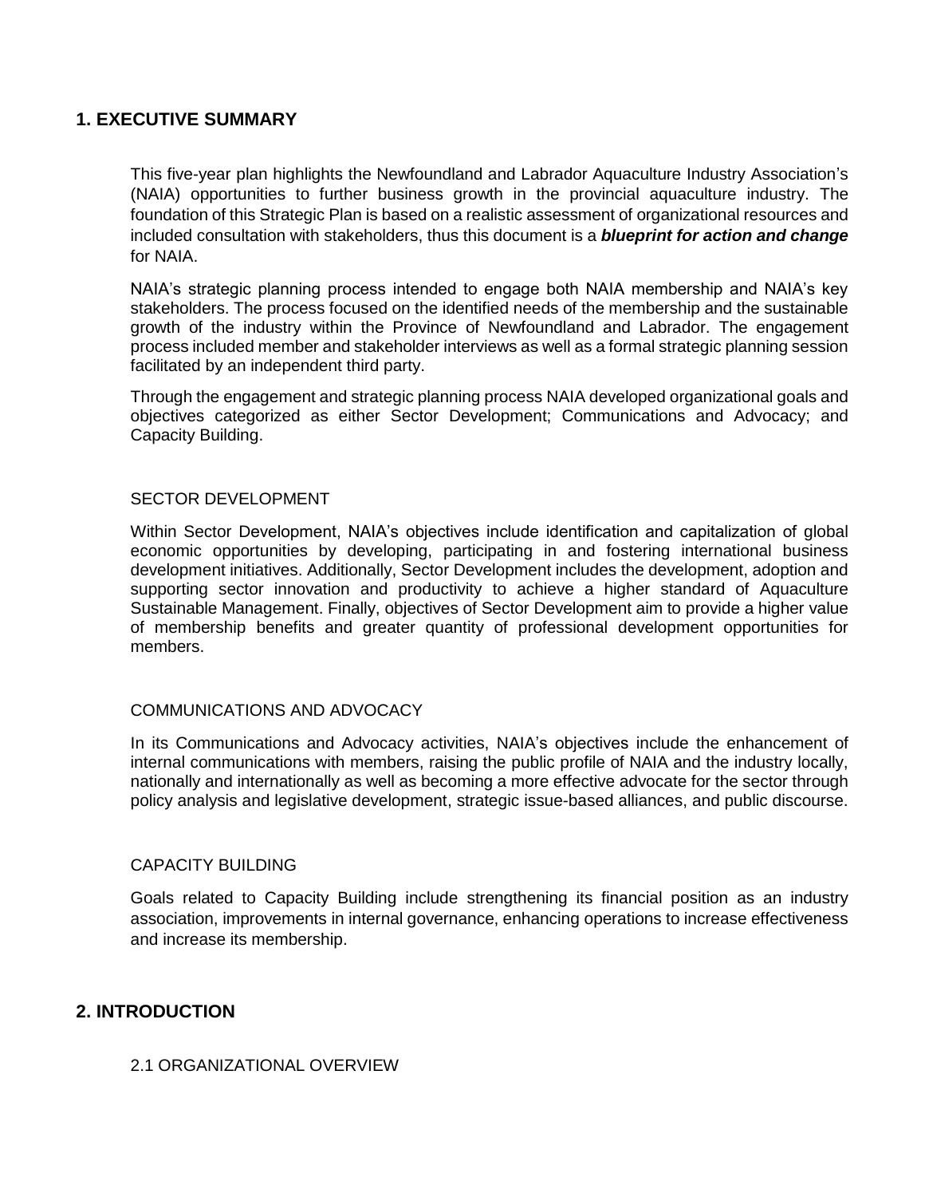## 1. EXECUTIVE SUMMARY

This five-year plan highlights the Newfoundland and Labrador Aquaculture Industry Association's (NAIA) opportunities to further business growth in the provincial aquaculture industry. The foundation of this Strategic Plan is based on a realistic assessment of organizational resources and included consultation with stakeholders, thus this document is a ***blueprint for action and change*** for NAIA.

NAIA's strategic planning process intended to engage both NAIA membership and NAIA's key stakeholders. The process focused on the identified needs of the membership and the sustainable growth of the industry within the Province of Newfoundland and Labrador. The engagement process included member and stakeholder interviews as well as a formal strategic planning session facilitated by an independent third party.

Through the engagement and strategic planning process NAIA developed organizational goals and objectives categorized as either Sector Development; Communications and Advocacy; and Capacity Building.

### SECTOR DEVELOPMENT

Within Sector Development, NAIA's objectives include identification and capitalization of global economic opportunities by developing, participating in and fostering international business development initiatives. Additionally, Sector Development includes the development, adoption and supporting sector innovation and productivity to achieve a higher standard of Aquaculture Sustainable Management. Finally, objectives of Sector Development aim to provide a higher value of membership benefits and greater quantity of professional development opportunities for members.

### COMMUNICATIONS AND ADVOCACY

In its Communications and Advocacy activities, NAIA's objectives include the enhancement of internal communications with members, raising the public profile of NAIA and the industry locally, nationally and internationally as well as becoming a more effective advocate for the sector through policy analysis and legislative development, strategic issue-based alliances, and public discourse.

### CAPACITY BUILDING

Goals related to Capacity Building include strengthening its financial position as an industry association, improvements in internal governance, enhancing operations to increase effectiveness and increase its membership.

## 2. INTRODUCTION

### 2.1 ORGANIZATIONAL OVERVIEW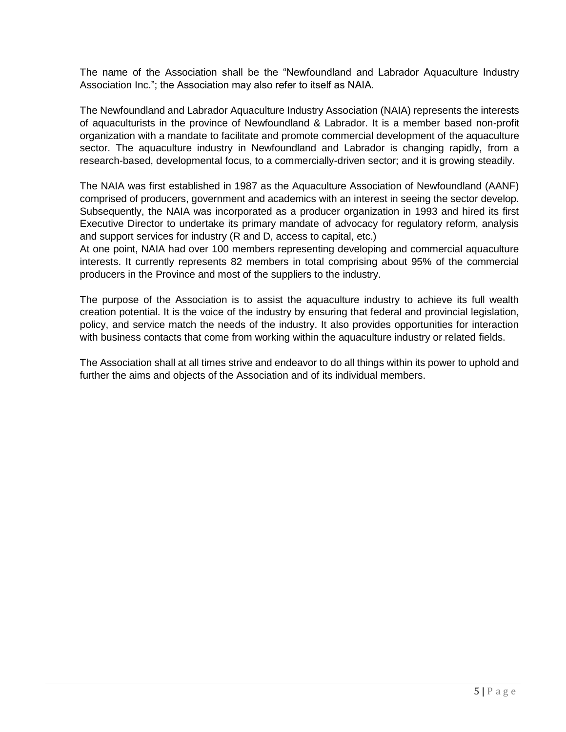The name of the Association shall be the "Newfoundland and Labrador Aquaculture Industry Association Inc."; the Association may also refer to itself as NAIA.

The Newfoundland and Labrador Aquaculture Industry Association (NAIA) represents the interests of aquaculturists in the province of Newfoundland & Labrador. It is a member based non-profit organization with a mandate to facilitate and promote commercial development of the aquaculture sector. The aquaculture industry in Newfoundland and Labrador is changing rapidly, from a research-based, developmental focus, to a commercially-driven sector; and it is growing steadily.

The NAIA was first established in 1987 as the Aquaculture Association of Newfoundland (AANF) comprised of producers, government and academics with an interest in seeing the sector develop. Subsequently, the NAIA was incorporated as a producer organization in 1993 and hired its first Executive Director to undertake its primary mandate of advocacy for regulatory reform, analysis and support services for industry (R and D, access to capital, etc.)
At one point, NAIA had over 100 members representing developing and commercial aquaculture interests. It currently represents 82 members in total comprising about 95% of the commercial producers in the Province and most of the suppliers to the industry.

The purpose of the Association is to assist the aquaculture industry to achieve its full wealth creation potential. It is the voice of the industry by ensuring that federal and provincial legislation, policy, and service match the needs of the industry. It also provides opportunities for interaction with business contacts that come from working within the aquaculture industry or related fields.

The Association shall at all times strive and endeavor to do all things within its power to uphold and further the aims and objects of the Association and of its individual members.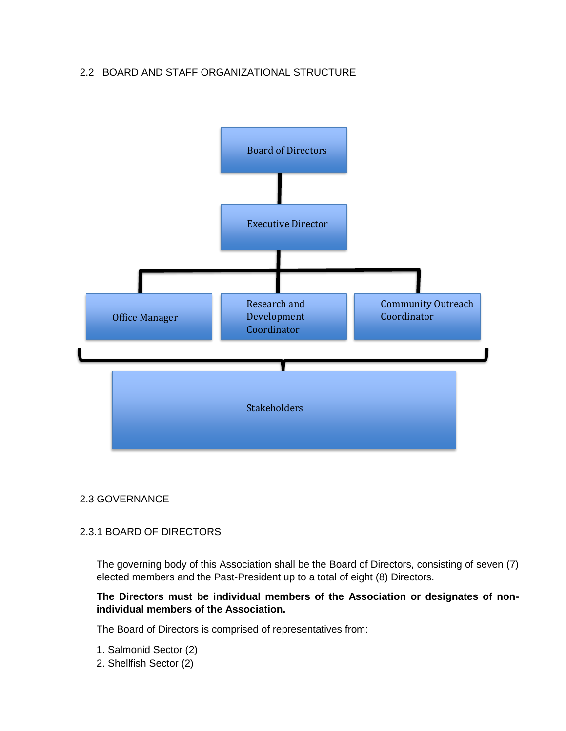## 2.2 BOARD AND STAFF ORGANIZATIONAL STRUCTURE

Board of Directors

Executive Director

Office Manager

Research and Development Coordinator

Community Outreach Coordinator

Stakeholders

## 2.3 GOVERNANCE

### 2.3.1 BOARD OF DIRECTORS

The governing body of this Association shall be the Board of Directors, consisting of seven (7) elected members and the Past-President up to a total of eight (8) Directors.

**The Directors must be individual members of the Association or designates of non-individual members of the Association.**

The Board of Directors is comprised of representatives from:

1. Salmonid Sector (2)
2. Shellfish Sector (2)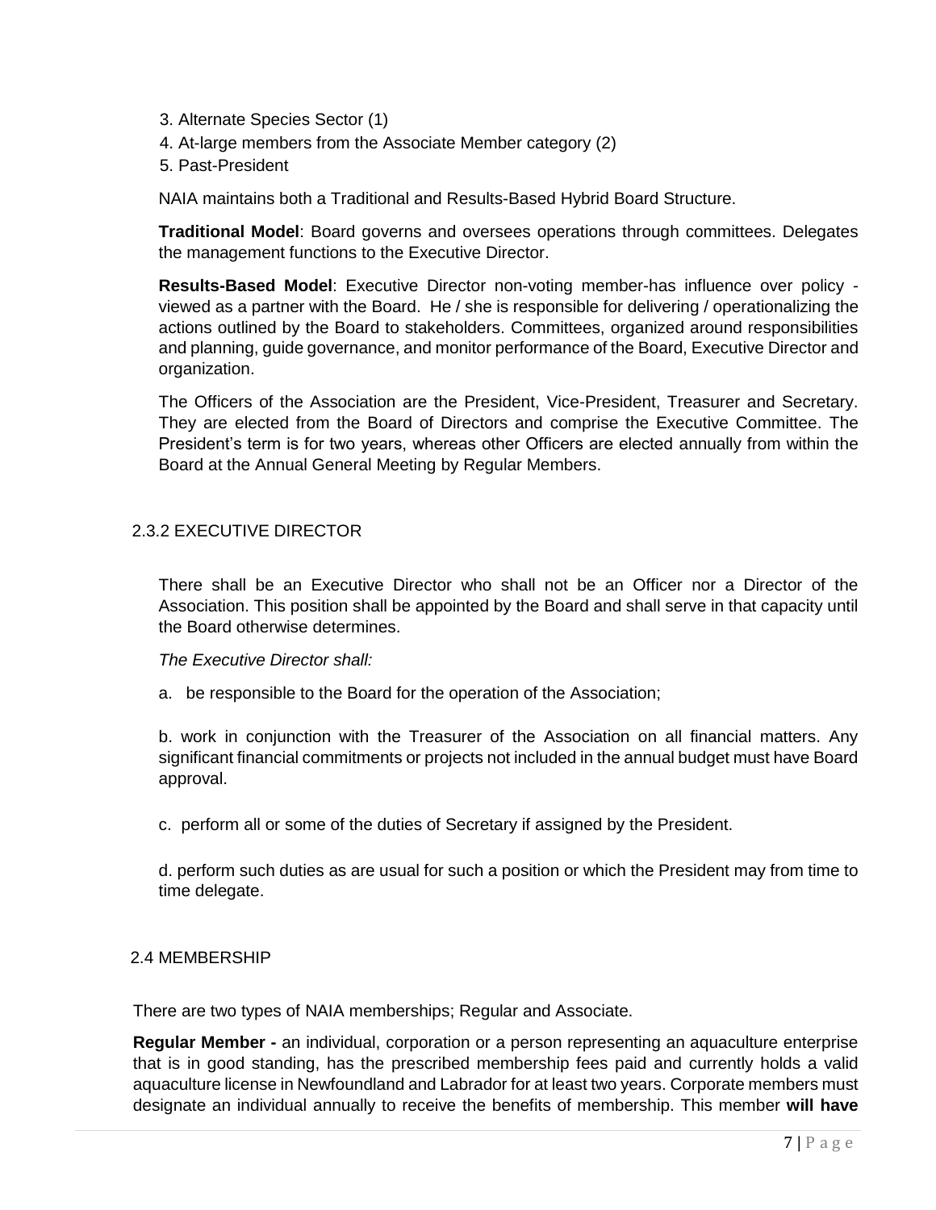3. Alternate Species Sector (1)
4. At-large members from the Associate Member category (2)
5. Past-President

NAIA maintains both a Traditional and Results-Based Hybrid Board Structure.

**Traditional Model**: Board governs and oversees operations through committees. Delegates the management functions to the Executive Director.

**Results-Based Model**: Executive Director non-voting member-has influence over policy - viewed as a partner with the Board. He / she is responsible for delivering / operationalizing the actions outlined by the Board to stakeholders. Committees, organized around responsibilities and planning, guide governance, and monitor performance of the Board, Executive Director and organization.

The Officers of the Association are the President, Vice-President, Treasurer and Secretary. They are elected from the Board of Directors and comprise the Executive Committee. The President's term is for two years, whereas other Officers are elected annually from within the Board at the Annual General Meeting by Regular Members.

### 2.3.2 EXECUTIVE DIRECTOR

There shall be an Executive Director who shall not be an Officer nor a Director of the Association. This position shall be appointed by the Board and shall serve in that capacity until the Board otherwise determines.

*The Executive Director shall:*

a. be responsible to the Board for the operation of the Association;

b. work in conjunction with the Treasurer of the Association on all financial matters. Any significant financial commitments or projects not included in the annual budget must have Board approval.

c. perform all or some of the duties of Secretary if assigned by the President.

d. perform such duties as are usual for such a position or which the President may from time to time delegate.

## 2.4 MEMBERSHIP

There are two types of NAIA memberships; Regular and Associate.

**Regular Member -** an individual, corporation or a person representing an aquaculture enterprise that is in good standing, has the prescribed membership fees paid and currently holds a valid aquaculture license in Newfoundland and Labrador for at least two years. Corporate members must designate an individual annually to receive the benefits of membership. This member **will have**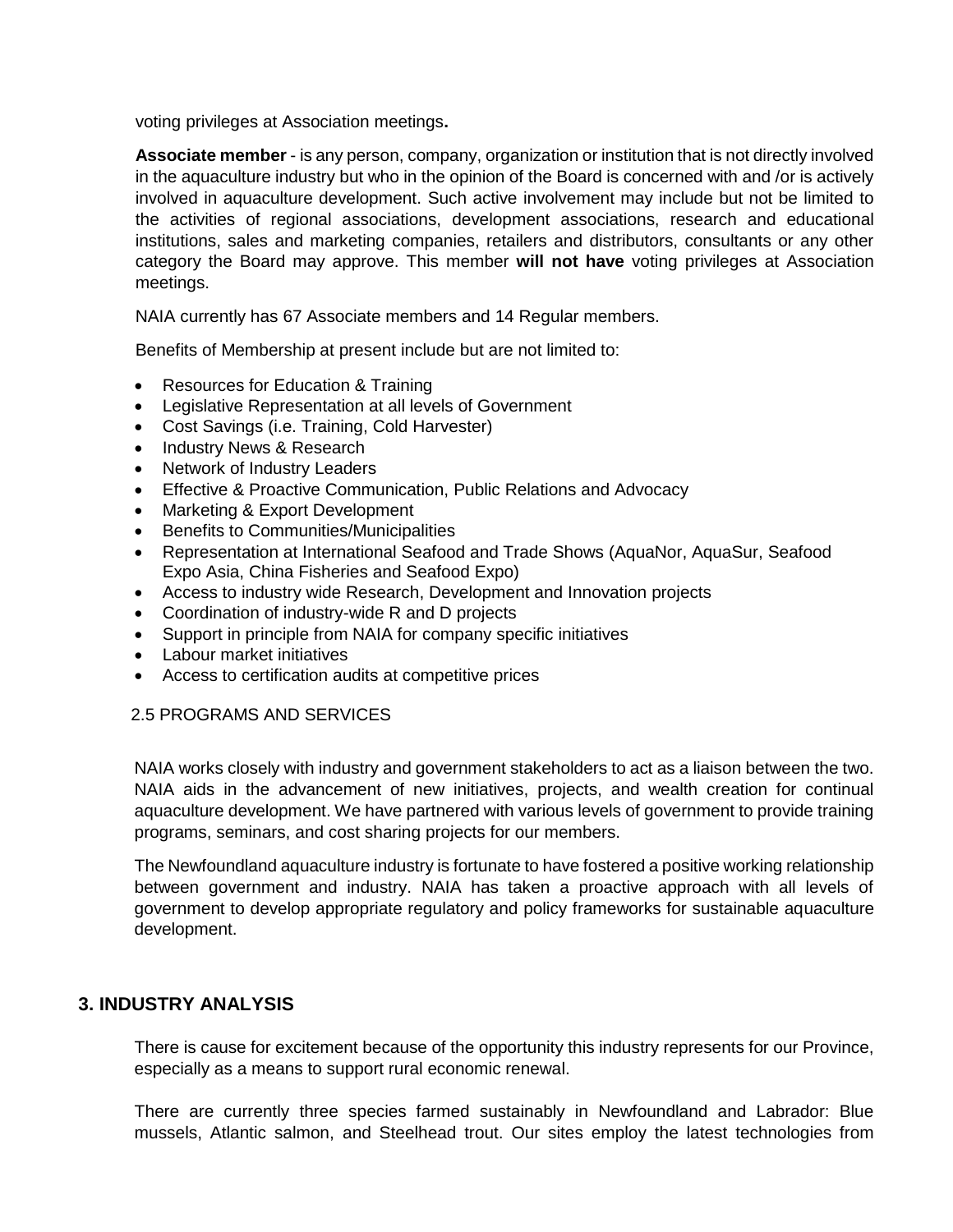voting privileges at Association meetings**.**

**Associate member** - is any person, company, organization or institution that is not directly involved in the aquaculture industry but who in the opinion of the Board is concerned with and /or is actively involved in aquaculture development. Such active involvement may include but not be limited to the activities of regional associations, development associations, research and educational institutions, sales and marketing companies, retailers and distributors, consultants or any other category the Board may approve. This member **will not have** voting privileges at Association meetings.

NAIA currently has 67 Associate members and 14 Regular members.

Benefits of Membership at present include but are not limited to:

- Resources for Education & Training
- Legislative Representation at all levels of Government
- Cost Savings (i.e. Training, Cold Harvester)
- Industry News & Research
- Network of Industry Leaders
- Effective & Proactive Communication, Public Relations and Advocacy
- Marketing & Export Development
- Benefits to Communities/Municipalities
- Representation at International Seafood and Trade Shows (AquaNor, AquaSur, Seafood Expo Asia, China Fisheries and Seafood Expo)
- Access to industry wide Research, Development and Innovation projects
- Coordination of industry-wide R and D projects
- Support in principle from NAIA for company specific initiatives
- Labour market initiatives
- Access to certification audits at competitive prices

### 2.5 PROGRAMS AND SERVICES

NAIA works closely with industry and government stakeholders to act as a liaison between the two. NAIA aids in the advancement of new initiatives, projects, and wealth creation for continual aquaculture development. We have partnered with various levels of government to provide training programs, seminars, and cost sharing projects for our members.

The Newfoundland aquaculture industry is fortunate to have fostered a positive working relationship between government and industry. NAIA has taken a proactive approach with all levels of government to develop appropriate regulatory and policy frameworks for sustainable aquaculture development.

## 3. INDUSTRY ANALYSIS

There is cause for excitement because of the opportunity this industry represents for our Province, especially as a means to support rural economic renewal.

There are currently three species farmed sustainably in Newfoundland and Labrador: Blue mussels, Atlantic salmon, and Steelhead trout. Our sites employ the latest technologies from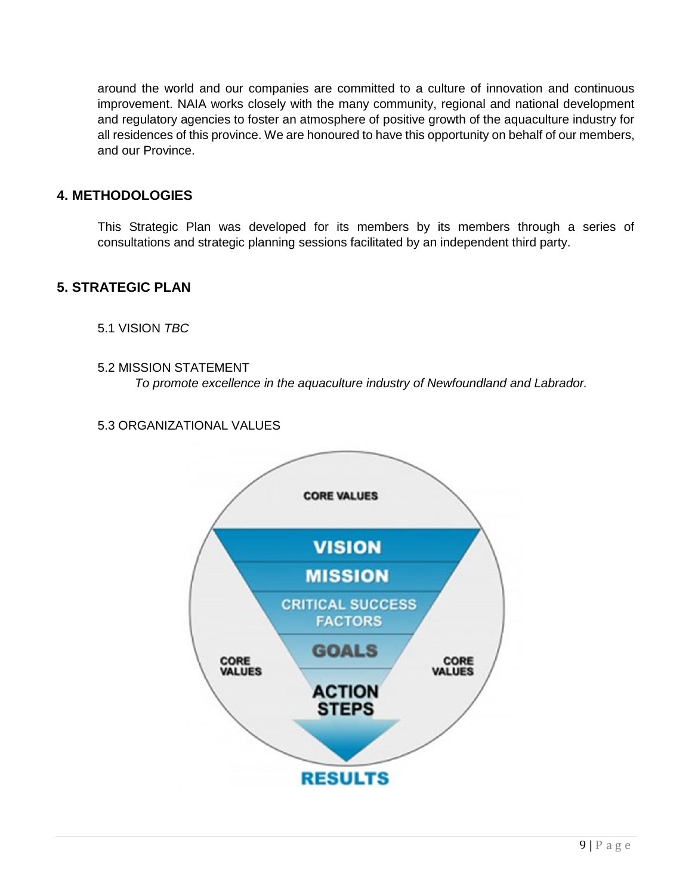around the world and our companies are committed to a culture of innovation and continuous improvement. NAIA works closely with the many community, regional and national development and regulatory agencies to foster an atmosphere of positive growth of the aquaculture industry for all residences of this province. We are honoured to have this opportunity on behalf of our members, and our Province.

## 4. METHODOLOGIES

This Strategic Plan was developed for its members by its members through a series of consultations and strategic planning sessions facilitated by an independent third party.

## 5. STRATEGIC PLAN

### 5.1 VISION *TBC*

### 5.2 MISSION STATEMENT

*To promote excellence in the aquaculture industry of Newfoundland and Labrador.*

### 5.3 ORGANIZATIONAL VALUES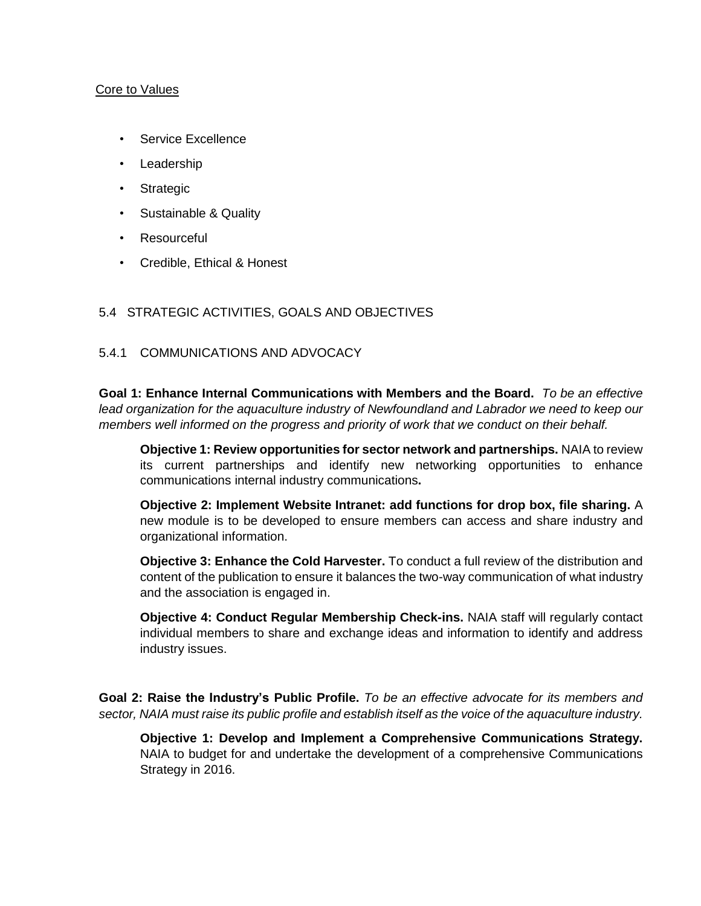Core to Values

- Service Excellence
- Leadership
- Strategic
- Sustainable & Quality
- Resourceful
- Credible, Ethical & Honest

## 5.4 STRATEGIC ACTIVITIES, GOALS AND OBJECTIVES

### 5.4.1 COMMUNICATIONS AND ADVOCACY

**Goal 1: Enhance Internal Communications with Members and the Board.** *To be an effective lead organization for the aquaculture industry of Newfoundland and Labrador we need to keep our members well informed on the progress and priority of work that we conduct on their behalf.*

> **Objective 1: Review opportunities for sector network and partnerships.** NAIA to review its current partnerships and identify new networking opportunities to enhance communications internal industry communications**.**
>
> **Objective 2: Implement Website Intranet: add functions for drop box, file sharing.** A new module is to be developed to ensure members can access and share industry and organizational information.
>
> **Objective 3: Enhance the Cold Harvester.** To conduct a full review of the distribution and content of the publication to ensure it balances the two-way communication of what industry and the association is engaged in.
>
> **Objective 4: Conduct Regular Membership Check-ins.** NAIA staff will regularly contact individual members to share and exchange ideas and information to identify and address industry issues.

**Goal 2: Raise the Industry's Public Profile.** *To be an effective advocate for its members and sector, NAIA must raise its public profile and establish itself as the voice of the aquaculture industry.*

> **Objective 1: Develop and Implement a Comprehensive Communications Strategy.** NAIA to budget for and undertake the development of a comprehensive Communications Strategy in 2016.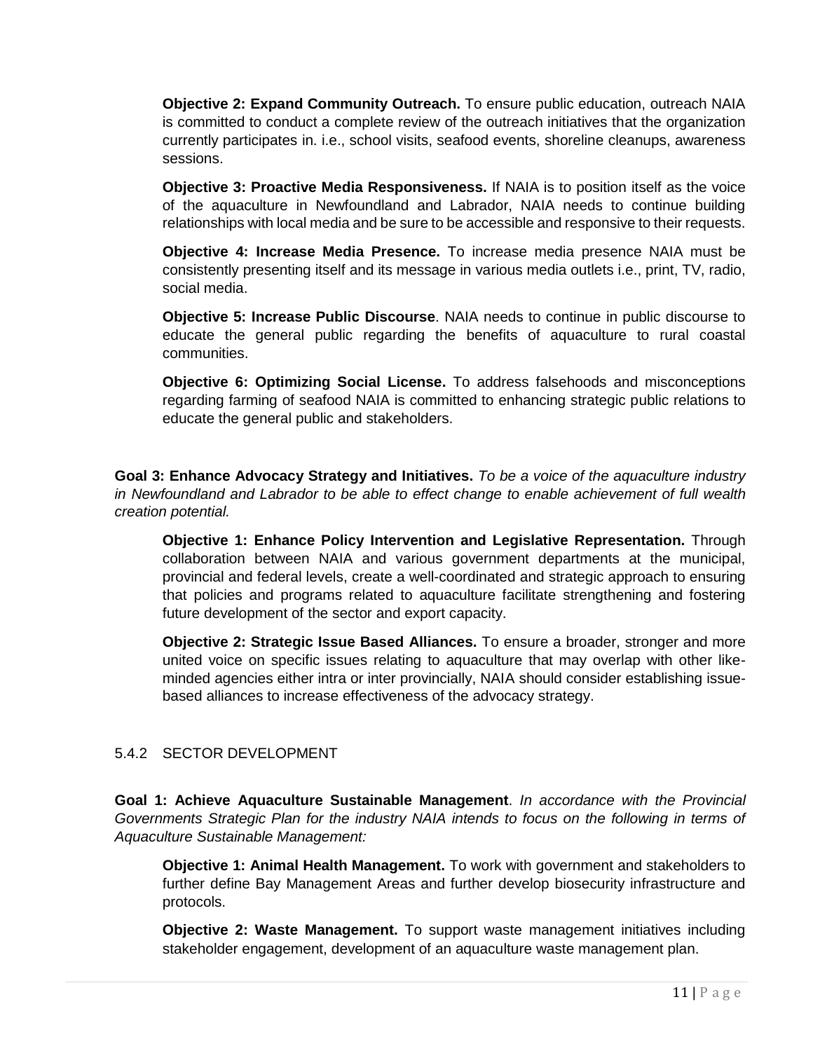**Objective 2: Expand Community Outreach.** To ensure public education, outreach NAIA is committed to conduct a complete review of the outreach initiatives that the organization currently participates in. i.e., school visits, seafood events, shoreline cleanups, awareness sessions.

**Objective 3: Proactive Media Responsiveness.** If NAIA is to position itself as the voice of the aquaculture in Newfoundland and Labrador, NAIA needs to continue building relationships with local media and be sure to be accessible and responsive to their requests.

**Objective 4: Increase Media Presence.** To increase media presence NAIA must be consistently presenting itself and its message in various media outlets i.e., print, TV, radio, social media.

**Objective 5: Increase Public Discourse**. NAIA needs to continue in public discourse to educate the general public regarding the benefits of aquaculture to rural coastal communities.

**Objective 6: Optimizing Social License.** To address falsehoods and misconceptions regarding farming of seafood NAIA is committed to enhancing strategic public relations to educate the general public and stakeholders.

**Goal 3: Enhance Advocacy Strategy and Initiatives.** *To be a voice of the aquaculture industry in Newfoundland and Labrador to be able to effect change to enable achievement of full wealth creation potential.*

**Objective 1: Enhance Policy Intervention and Legislative Representation.** Through collaboration between NAIA and various government departments at the municipal, provincial and federal levels, create a well-coordinated and strategic approach to ensuring that policies and programs related to aquaculture facilitate strengthening and fostering future development of the sector and export capacity.

**Objective 2: Strategic Issue Based Alliances.** To ensure a broader, stronger and more united voice on specific issues relating to aquaculture that may overlap with other like-minded agencies either intra or inter provincially, NAIA should consider establishing issue-based alliances to increase effectiveness of the advocacy strategy.

### 5.4.2 SECTOR DEVELOPMENT

**Goal 1: Achieve Aquaculture Sustainable Management**. *In accordance with the Provincial Governments Strategic Plan for the industry NAIA intends to focus on the following in terms of Aquaculture Sustainable Management:*

**Objective 1: Animal Health Management.** To work with government and stakeholders to further define Bay Management Areas and further develop biosecurity infrastructure and protocols.

**Objective 2: Waste Management.** To support waste management initiatives including stakeholder engagement, development of an aquaculture waste management plan.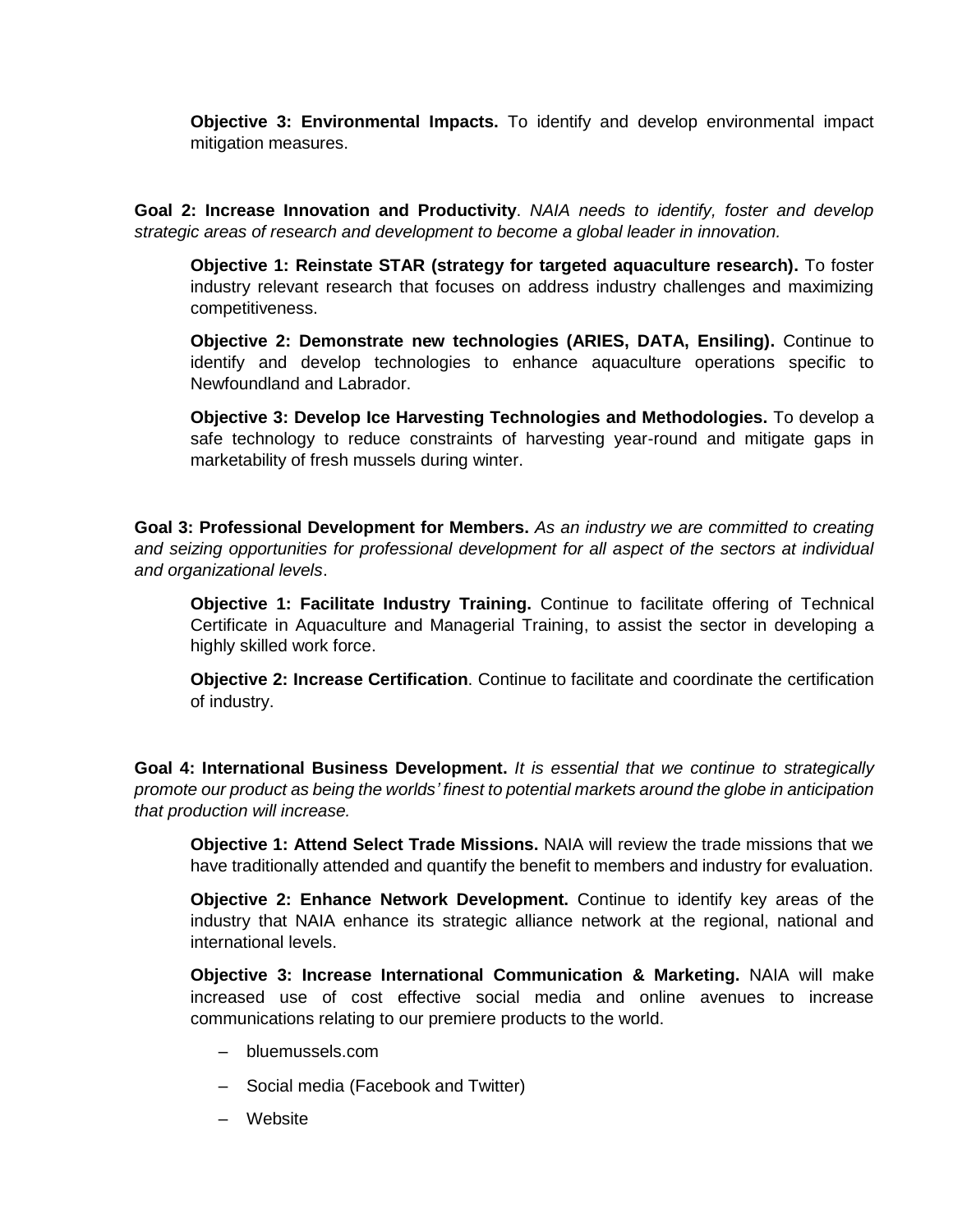**Objective 3: Environmental Impacts.** To identify and develop environmental impact mitigation measures.

**Goal 2: Increase Innovation and Productivity**. *NAIA needs to identify, foster and develop strategic areas of research and development to become a global leader in innovation.*

**Objective 1: Reinstate STAR (strategy for targeted aquaculture research).** To foster industry relevant research that focuses on address industry challenges and maximizing competitiveness.

**Objective 2: Demonstrate new technologies (ARIES, DATA, Ensiling).** Continue to identify and develop technologies to enhance aquaculture operations specific to Newfoundland and Labrador.

**Objective 3: Develop Ice Harvesting Technologies and Methodologies.** To develop a safe technology to reduce constraints of harvesting year-round and mitigate gaps in marketability of fresh mussels during winter.

**Goal 3: Professional Development for Members.** *As an industry we are committed to creating and seizing opportunities for professional development for all aspect of the sectors at individual and organizational levels*.

**Objective 1: Facilitate Industry Training.** Continue to facilitate offering of Technical Certificate in Aquaculture and Managerial Training, to assist the sector in developing a highly skilled work force.

**Objective 2: Increase Certification**. Continue to facilitate and coordinate the certification of industry.

**Goal 4: International Business Development.** *It is essential that we continue to strategically promote our product as being the worlds' finest to potential markets around the globe in anticipation that production will increase.*

**Objective 1: Attend Select Trade Missions.** NAIA will review the trade missions that we have traditionally attended and quantify the benefit to members and industry for evaluation.

**Objective 2: Enhance Network Development.** Continue to identify key areas of the industry that NAIA enhance its strategic alliance network at the regional, national and international levels.

**Objective 3: Increase International Communication & Marketing.** NAIA will make increased use of cost effective social media and online avenues to increase communications relating to our premiere products to the world.

- bluemussels.com
- Social media (Facebook and Twitter)
- Website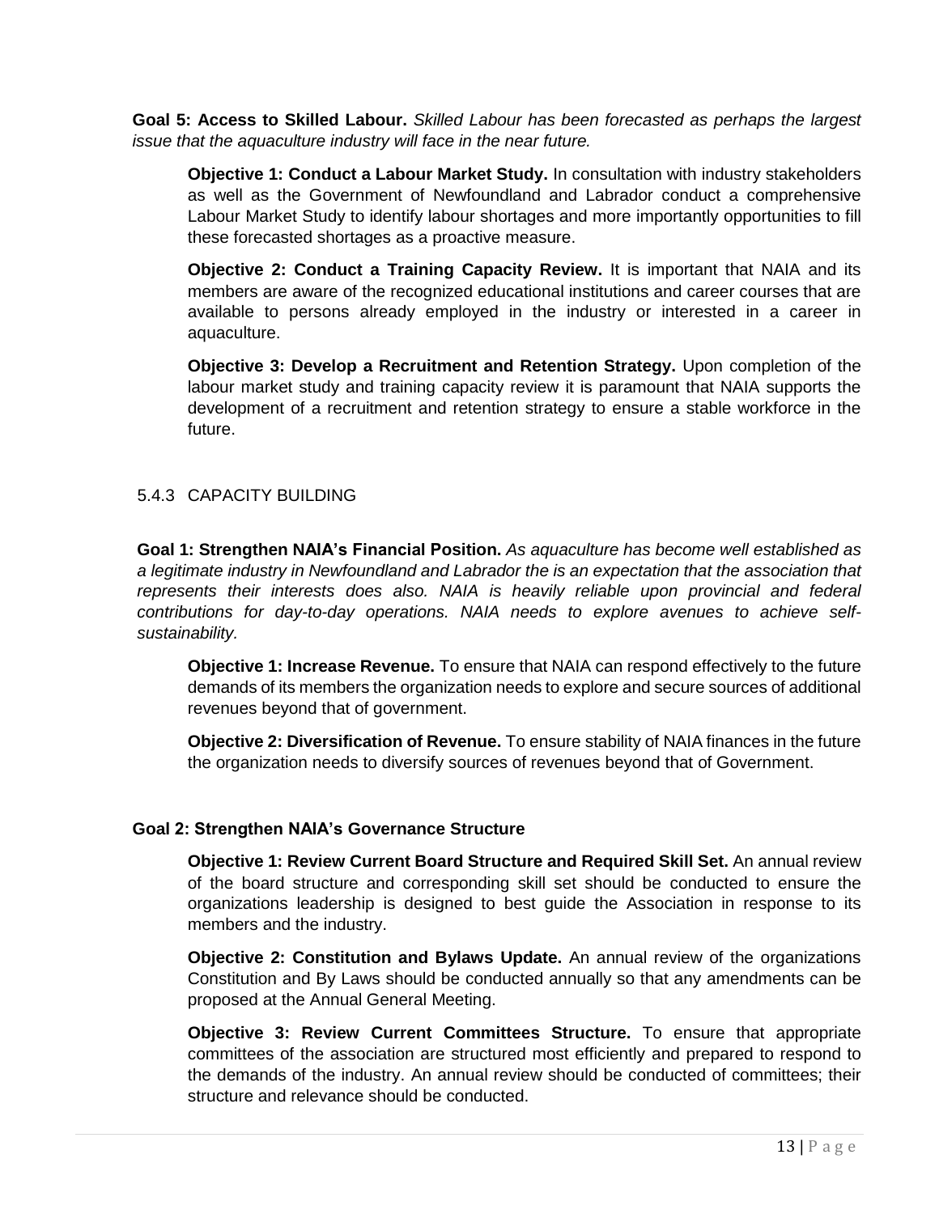**Goal 5: Access to Skilled Labour.** *Skilled Labour has been forecasted as perhaps the largest issue that the aquaculture industry will face in the near future.*

> **Objective 1: Conduct a Labour Market Study.** In consultation with industry stakeholders as well as the Government of Newfoundland and Labrador conduct a comprehensive Labour Market Study to identify labour shortages and more importantly opportunities to fill these forecasted shortages as a proactive measure.
>
> **Objective 2: Conduct a Training Capacity Review.** It is important that NAIA and its members are aware of the recognized educational institutions and career courses that are available to persons already employed in the industry or interested in a career in aquaculture.
>
> **Objective 3: Develop a Recruitment and Retention Strategy.** Upon completion of the labour market study and training capacity review it is paramount that NAIA supports the development of a recruitment and retention strategy to ensure a stable workforce in the future.

### 5.4.3 CAPACITY BUILDING

**Goal 1: Strengthen NAIA's Financial Position.** *As aquaculture has become well established as a legitimate industry in Newfoundland and Labrador the is an expectation that the association that represents their interests does also. NAIA is heavily reliable upon provincial and federal contributions for day-to-day operations. NAIA needs to explore avenues to achieve self-sustainability.*

> **Objective 1: Increase Revenue.** To ensure that NAIA can respond effectively to the future demands of its members the organization needs to explore and secure sources of additional revenues beyond that of government.
>
> **Objective 2: Diversification of Revenue.** To ensure stability of NAIA finances in the future the organization needs to diversify sources of revenues beyond that of Government.

**Goal 2: Strengthen NAIA's Governance Structure**

> **Objective 1: Review Current Board Structure and Required Skill Set.** An annual review of the board structure and corresponding skill set should be conducted to ensure the organizations leadership is designed to best guide the Association in response to its members and the industry.
>
> **Objective 2: Constitution and Bylaws Update.** An annual review of the organizations Constitution and By Laws should be conducted annually so that any amendments can be proposed at the Annual General Meeting.
>
> **Objective 3: Review Current Committees Structure.** To ensure that appropriate committees of the association are structured most efficiently and prepared to respond to the demands of the industry. An annual review should be conducted of committees; their structure and relevance should be conducted.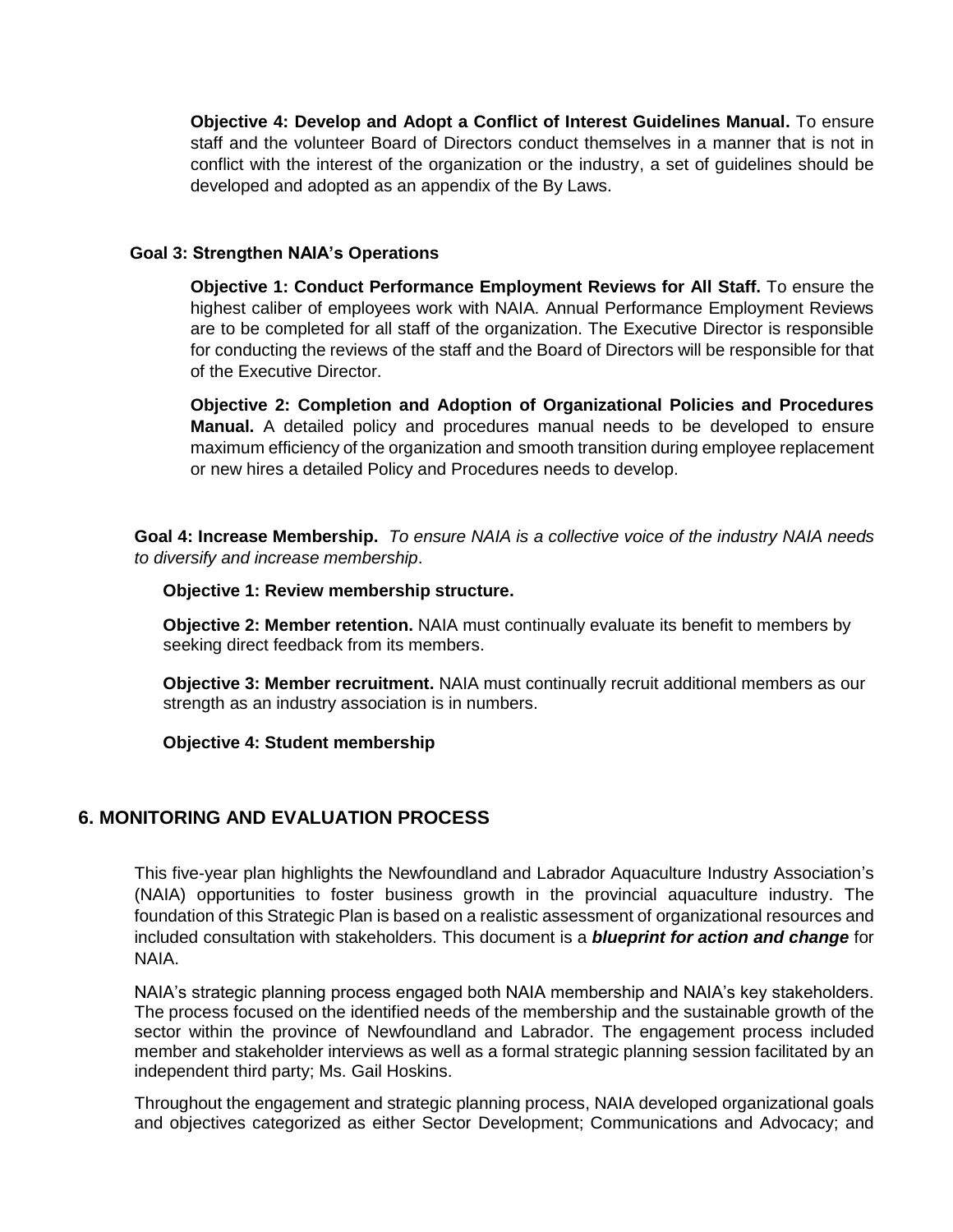**Objective 4: Develop and Adopt a Conflict of Interest Guidelines Manual.** To ensure staff and the volunteer Board of Directors conduct themselves in a manner that is not in conflict with the interest of the organization or the industry, a set of guidelines should be developed and adopted as an appendix of the By Laws.

**Goal 3: Strengthen NAIA's Operations**

**Objective 1: Conduct Performance Employment Reviews for All Staff.** To ensure the highest caliber of employees work with NAIA. Annual Performance Employment Reviews are to be completed for all staff of the organization. The Executive Director is responsible for conducting the reviews of the staff and the Board of Directors will be responsible for that of the Executive Director.

**Objective 2: Completion and Adoption of Organizational Policies and Procedures Manual.** A detailed policy and procedures manual needs to be developed to ensure maximum efficiency of the organization and smooth transition during employee replacement or new hires a detailed Policy and Procedures needs to develop.

**Goal 4: Increase Membership.** *To ensure NAIA is a collective voice of the industry NAIA needs to diversify and increase membership*.

**Objective 1: Review membership structure.**

**Objective 2: Member retention.** NAIA must continually evaluate its benefit to members by seeking direct feedback from its members.

**Objective 3: Member recruitment.** NAIA must continually recruit additional members as our strength as an industry association is in numbers.

**Objective 4: Student membership**

## 6. MONITORING AND EVALUATION PROCESS

This five-year plan highlights the Newfoundland and Labrador Aquaculture Industry Association's (NAIA) opportunities to foster business growth in the provincial aquaculture industry. The foundation of this Strategic Plan is based on a realistic assessment of organizational resources and included consultation with stakeholders. This document is a ***blueprint for action and change*** for NAIA.

NAIA's strategic planning process engaged both NAIA membership and NAIA's key stakeholders. The process focused on the identified needs of the membership and the sustainable growth of the sector within the province of Newfoundland and Labrador. The engagement process included member and stakeholder interviews as well as a formal strategic planning session facilitated by an independent third party; Ms. Gail Hoskins.

Throughout the engagement and strategic planning process, NAIA developed organizational goals and objectives categorized as either Sector Development; Communications and Advocacy; and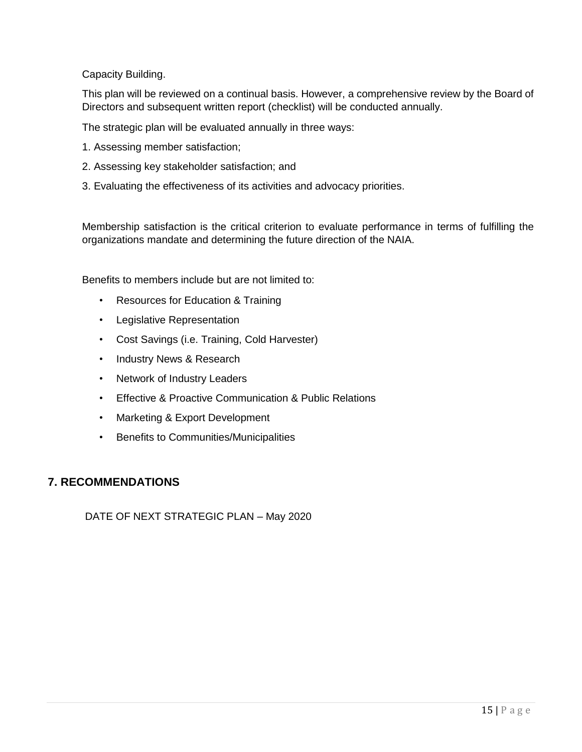Capacity Building.

This plan will be reviewed on a continual basis. However, a comprehensive review by the Board of Directors and subsequent written report (checklist) will be conducted annually.

The strategic plan will be evaluated annually in three ways:

1. Assessing member satisfaction;
2. Assessing key stakeholder satisfaction; and
3. Evaluating the effectiveness of its activities and advocacy priorities.

Membership satisfaction is the critical criterion to evaluate performance in terms of fulfilling the organizations mandate and determining the future direction of the NAIA.

Benefits to members include but are not limited to:

- Resources for Education & Training
- Legislative Representation
- Cost Savings (i.e. Training, Cold Harvester)
- Industry News & Research
- Network of Industry Leaders
- Effective & Proactive Communication & Public Relations
- Marketing & Export Development
- Benefits to Communities/Municipalities

## 7. RECOMMENDATIONS

DATE OF NEXT STRATEGIC PLAN – May 2020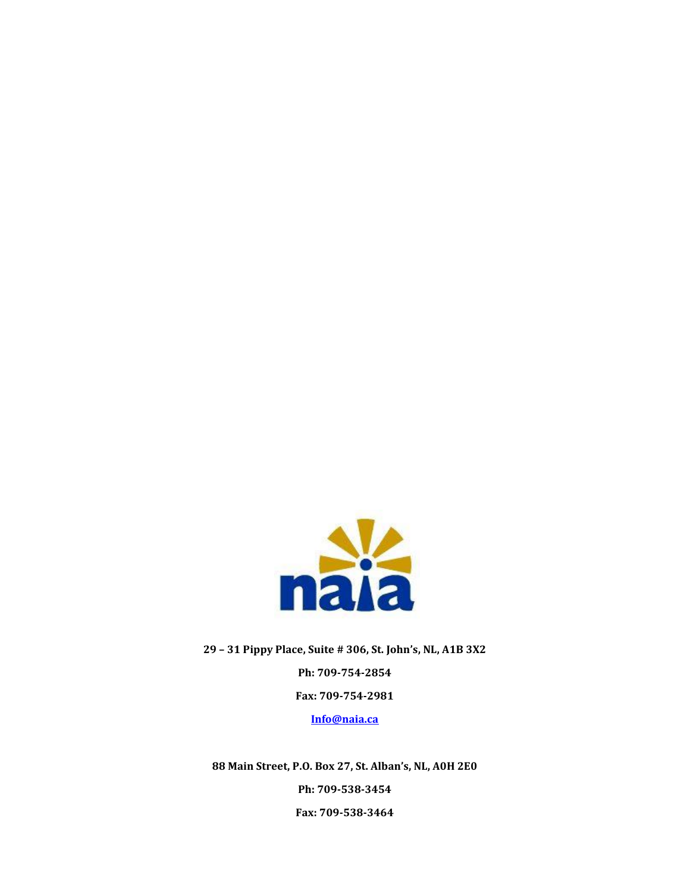**naia**

**29 – 31 Pippy Place, Suite # 306, St. John's, NL, A1B 3X2**

**Ph: 709-754-2854**

**Fax: 709-754-2981**

**Info@naia.ca**

**88 Main Street, P.O. Box 27, St. Alban's, NL, A0H 2E0**

**Ph: 709-538-3454**

**Fax: 709-538-3464**